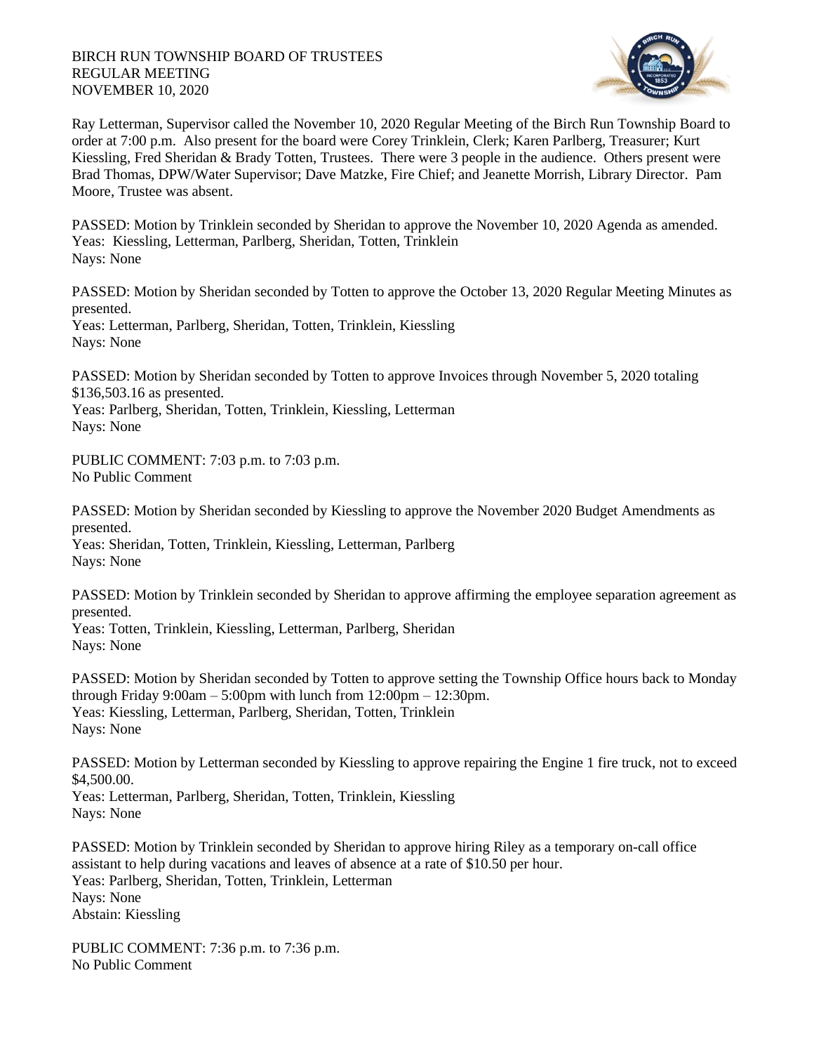BIRCH RUN TOWNSHIP BOARD OF TRUSTEES
REGULAR MEETING
NOVEMBER 10, 2020

Ray Letterman, Supervisor called the November 10, 2020 Regular Meeting of the Birch Run Township Board to order at 7:00 p.m. Also present for the board were Corey Trinklein, Clerk; Karen Parlberg, Treasurer; Kurt Kiessling, Fred Sheridan & Brady Totten, Trustees. There were 3 people in the audience. Others present were Brad Thomas, DPW/Water Supervisor; Dave Matzke, Fire Chief; and Jeanette Morrish, Library Director. Pam Moore, Trustee was absent.

PASSED: Motion by Trinklein seconded by Sheridan to approve the November 10, 2020 Agenda as amended.
Yeas: Kiessling, Letterman, Parlberg, Sheridan, Totten, Trinklein
Nays: None

PASSED: Motion by Sheridan seconded by Totten to approve the October 13, 2020 Regular Meeting Minutes as presented.
Yeas: Letterman, Parlberg, Sheridan, Totten, Trinklein, Kiessling
Nays: None

PASSED: Motion by Sheridan seconded by Totten to approve Invoices through November 5, 2020 totaling $136,503.16 as presented.
Yeas: Parlberg, Sheridan, Totten, Trinklein, Kiessling, Letterman
Nays: None

PUBLIC COMMENT: 7:03 p.m. to 7:03 p.m.
No Public Comment

PASSED: Motion by Sheridan seconded by Kiessling to approve the November 2020 Budget Amendments as presented.
Yeas: Sheridan, Totten, Trinklein, Kiessling, Letterman, Parlberg
Nays: None

PASSED: Motion by Trinklein seconded by Sheridan to approve affirming the employee separation agreement as presented.
Yeas: Totten, Trinklein, Kiessling, Letterman, Parlberg, Sheridan
Nays: None

PASSED: Motion by Sheridan seconded by Totten to approve setting the Township Office hours back to Monday through Friday 9:00am – 5:00pm with lunch from 12:00pm – 12:30pm.
Yeas: Kiessling, Letterman, Parlberg, Sheridan, Totten, Trinklein
Nays: None

PASSED: Motion by Letterman seconded by Kiessling to approve repairing the Engine 1 fire truck, not to exceed $4,500.00.
Yeas: Letterman, Parlberg, Sheridan, Totten, Trinklein, Kiessling
Nays: None

PASSED: Motion by Trinklein seconded by Sheridan to approve hiring Riley as a temporary on-call office assistant to help during vacations and leaves of absence at a rate of $10.50 per hour.
Yeas: Parlberg, Sheridan, Totten, Trinklein, Letterman
Nays: None
Abstain: Kiessling

PUBLIC COMMENT: 7:36 p.m. to 7:36 p.m.
No Public Comment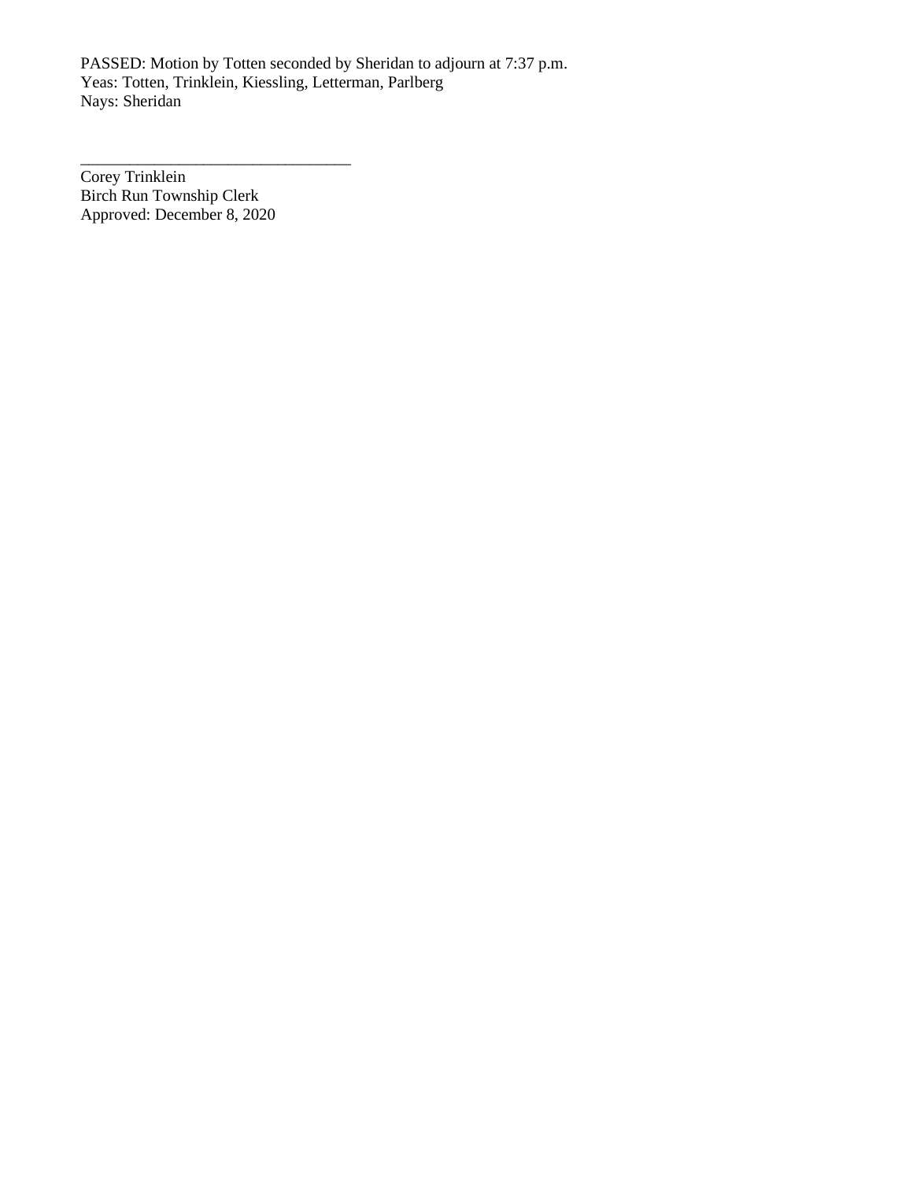PASSED: Motion by Totten seconded by Sheridan to adjourn at 7:37 p.m.
Yeas: Totten, Trinklein, Kiessling, Letterman, Parlberg
Nays: Sheridan

_________________________________

Corey Trinklein
Birch Run Township Clerk
Approved: December 8, 2020